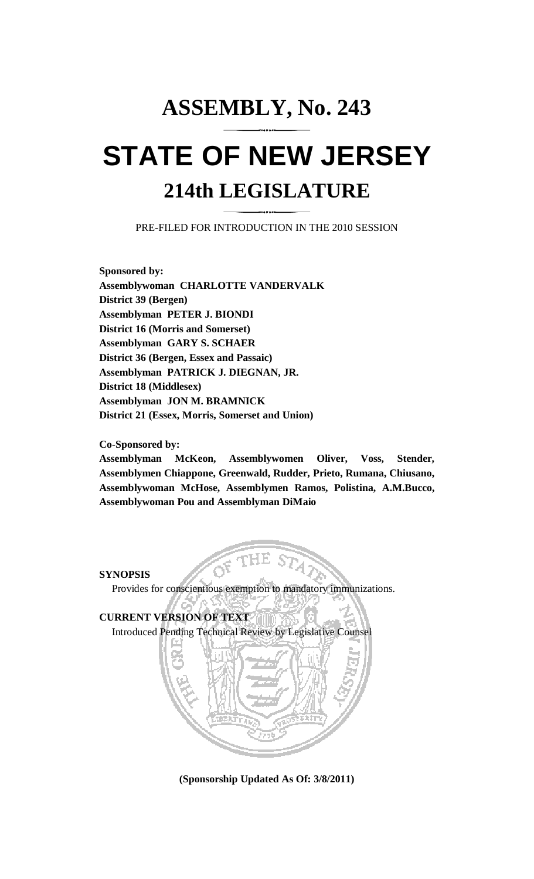# ASSEMBLY, No. 243

# STATE OF NEW JERSEY

## 214th LEGISLATURE

PRE-FILED FOR INTRODUCTION IN THE 2010 SESSION

**Sponsored by:**
**Assemblywoman CHARLOTTE VANDERVALK**
**District 39 (Bergen)**
**Assemblyman PETER J. BIONDI**
**District 16 (Morris and Somerset)**
**Assemblyman GARY S. SCHAER**
**District 36 (Bergen, Essex and Passaic)**
**Assemblyman PATRICK J. DIEGNAN, JR.**
**District 18 (Middlesex)**
**Assemblyman JON M. BRAMNICK**
**District 21 (Essex, Morris, Somerset and Union)**

**Co-Sponsored by:**
**Assemblyman McKeon, Assemblywomen Oliver, Voss, Stender, Assemblymen Chiappone, Greenwald, Rudder, Prieto, Rumana, Chiusano, Assemblywoman McHose, Assemblymen Ramos, Polistina, A.M.Bucco, Assemblywoman Pou and Assemblyman DiMaio**

**SYNOPSIS**

Provides for conscientious exemption to mandatory immunizations.

**CURRENT VERSION OF TEXT**

Introduced Pending Technical Review by Legislative Counsel

**(Sponsorship Updated As Of: 3/8/2011)**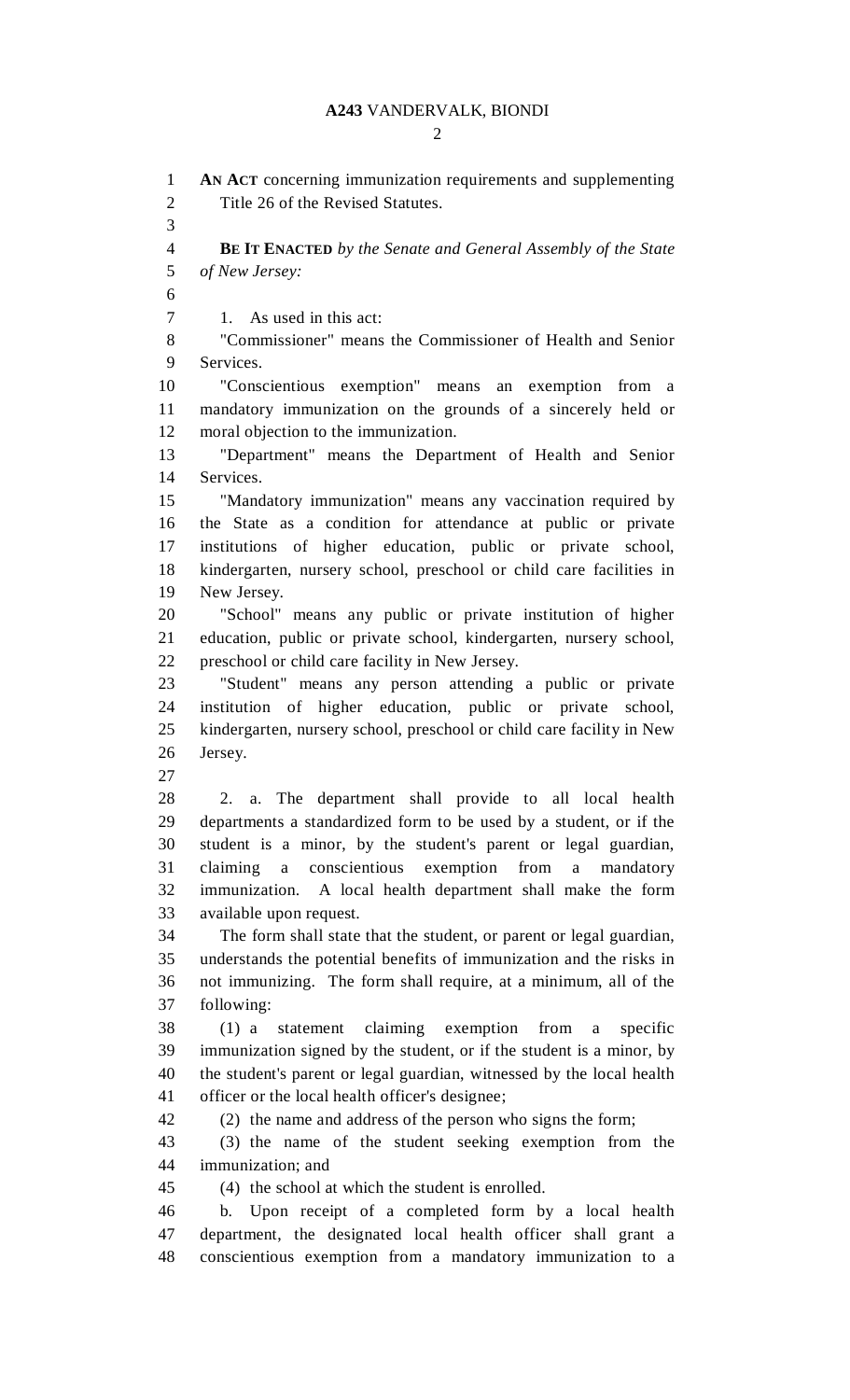**AN ACT** concerning immunization requirements and supplementing Title 26 of the Revised Statutes.

**BE IT ENACTED** *by the Senate and General Assembly of the State of New Jersey:*

1. As used in this act:

"Commissioner" means the Commissioner of Health and Senior Services.

"Conscientious exemption" means an exemption from a mandatory immunization on the grounds of a sincerely held or moral objection to the immunization.

"Department" means the Department of Health and Senior Services.

"Mandatory immunization" means any vaccination required by the State as a condition for attendance at public or private institutions of higher education, public or private school, kindergarten, nursery school, preschool or child care facilities in New Jersey.

"School" means any public or private institution of higher education, public or private school, kindergarten, nursery school, preschool or child care facility in New Jersey.

"Student" means any person attending a public or private institution of higher education, public or private school, kindergarten, nursery school, preschool or child care facility in New Jersey.

2. a. The department shall provide to all local health departments a standardized form to be used by a student, or if the student is a minor, by the student's parent or legal guardian, claiming a conscientious exemption from a mandatory immunization. A local health department shall make the form available upon request.

The form shall state that the student, or parent or legal guardian, understands the potential benefits of immunization and the risks in not immunizing. The form shall require, at a minimum, all of the following:

(1) a statement claiming exemption from a specific immunization signed by the student, or if the student is a minor, by the student's parent or legal guardian, witnessed by the local health officer or the local health officer's designee;

(2) the name and address of the person who signs the form;

(3) the name of the student seeking exemption from the immunization; and

(4) the school at which the student is enrolled.

b. Upon receipt of a completed form by a local health department, the designated local health officer shall grant a conscientious exemption from a mandatory immunization to a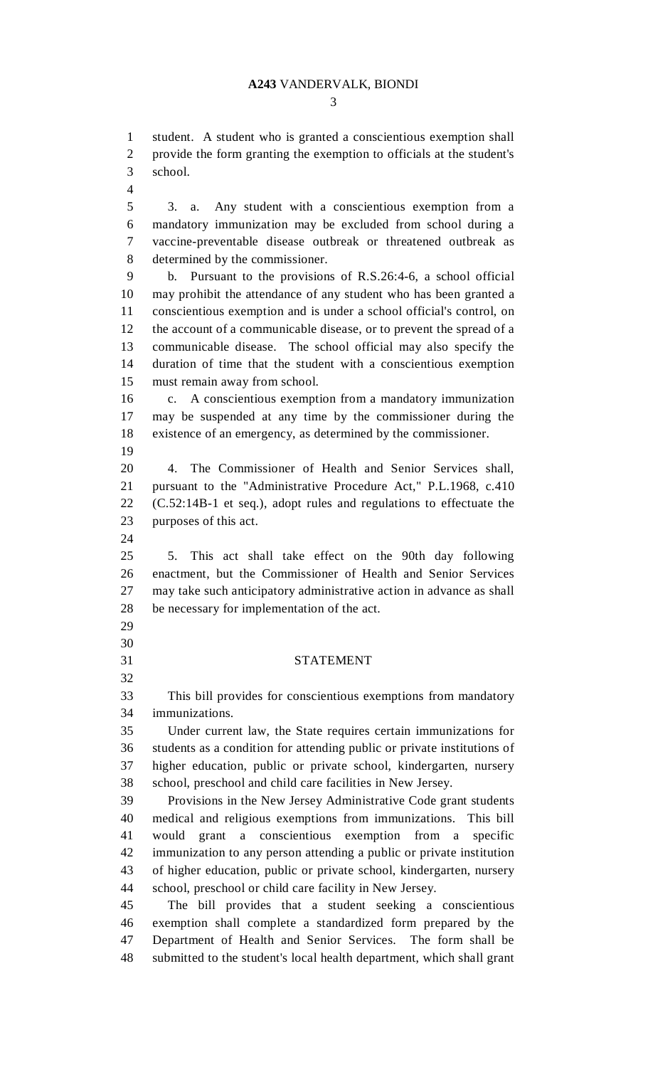student. A student who is granted a conscientious exemption shall provide the form granting the exemption to officials at the student's school.

3. a. Any student with a conscientious exemption from a mandatory immunization may be excluded from school during a vaccine-preventable disease outbreak or threatened outbreak as determined by the commissioner.

b. Pursuant to the provisions of R.S.26:4-6, a school official may prohibit the attendance of any student who has been granted a conscientious exemption and is under a school official's control, on the account of a communicable disease, or to prevent the spread of a communicable disease. The school official may also specify the duration of time that the student with a conscientious exemption must remain away from school.

c. A conscientious exemption from a mandatory immunization may be suspended at any time by the commissioner during the existence of an emergency, as determined by the commissioner.

4. The Commissioner of Health and Senior Services shall, pursuant to the "Administrative Procedure Act," P.L.1968, c.410 (C.52:14B-1 et seq.), adopt rules and regulations to effectuate the purposes of this act.

5. This act shall take effect on the 90th day following enactment, but the Commissioner of Health and Senior Services may take such anticipatory administrative action in advance as shall be necessary for implementation of the act.

## STATEMENT

This bill provides for conscientious exemptions from mandatory immunizations.

Under current law, the State requires certain immunizations for students as a condition for attending public or private institutions of higher education, public or private school, kindergarten, nursery school, preschool and child care facilities in New Jersey.

Provisions in the New Jersey Administrative Code grant students medical and religious exemptions from immunizations. This bill would grant a conscientious exemption from a specific immunization to any person attending a public or private institution of higher education, public or private school, kindergarten, nursery school, preschool or child care facility in New Jersey.

The bill provides that a student seeking a conscientious exemption shall complete a standardized form prepared by the Department of Health and Senior Services. The form shall be submitted to the student's local health department, which shall grant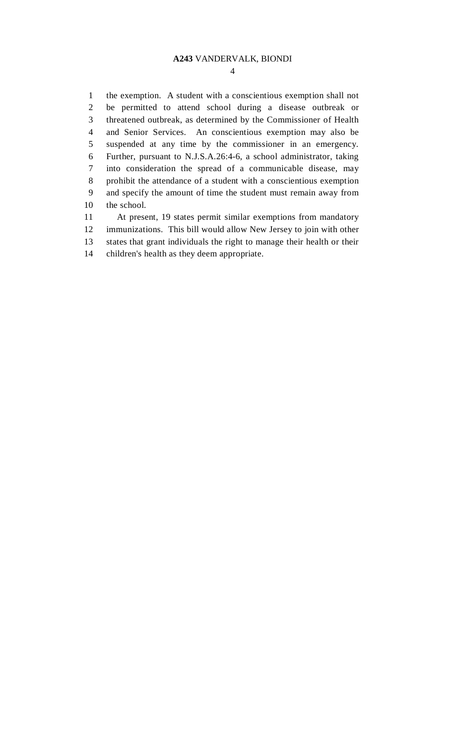the exemption. A student with a conscientious exemption shall not be permitted to attend school during a disease outbreak or threatened outbreak, as determined by the Commissioner of Health and Senior Services. An conscientious exemption may also be suspended at any time by the commissioner in an emergency. Further, pursuant to N.J.S.A.26:4-6, a school administrator, taking into consideration the spread of a communicable disease, may prohibit the attendance of a student with a conscientious exemption and specify the amount of time the student must remain away from the school.

At present, 19 states permit similar exemptions from mandatory immunizations. This bill would allow New Jersey to join with other states that grant individuals the right to manage their health or their children's health as they deem appropriate.